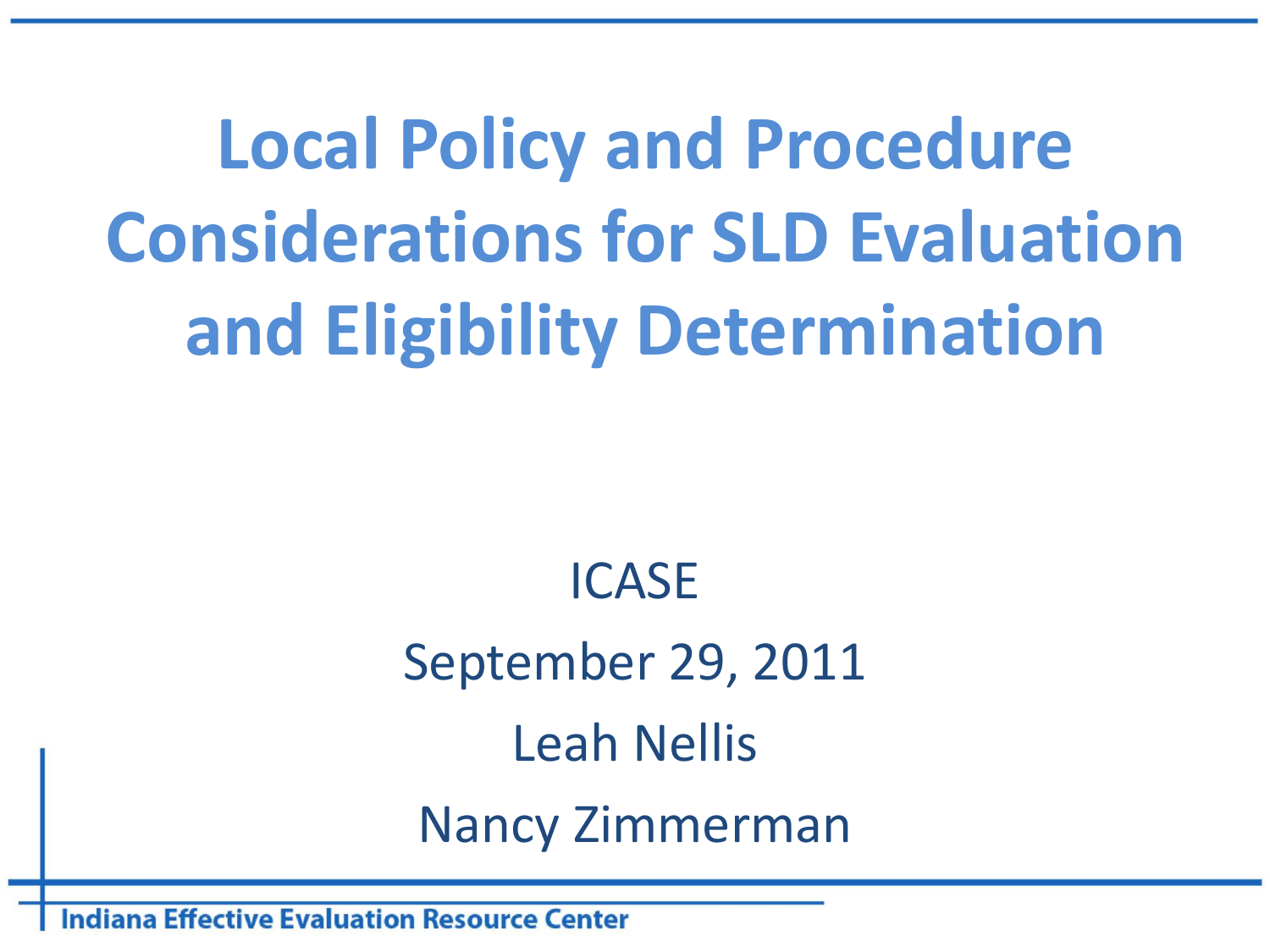# Local Policy and Procedure Considerations for SLD Evaluation and Eligibility Determination

ICASE

September 29, 2011

Leah Nellis

Nancy Zimmerman

Indiana Effective Evaluation Resource Center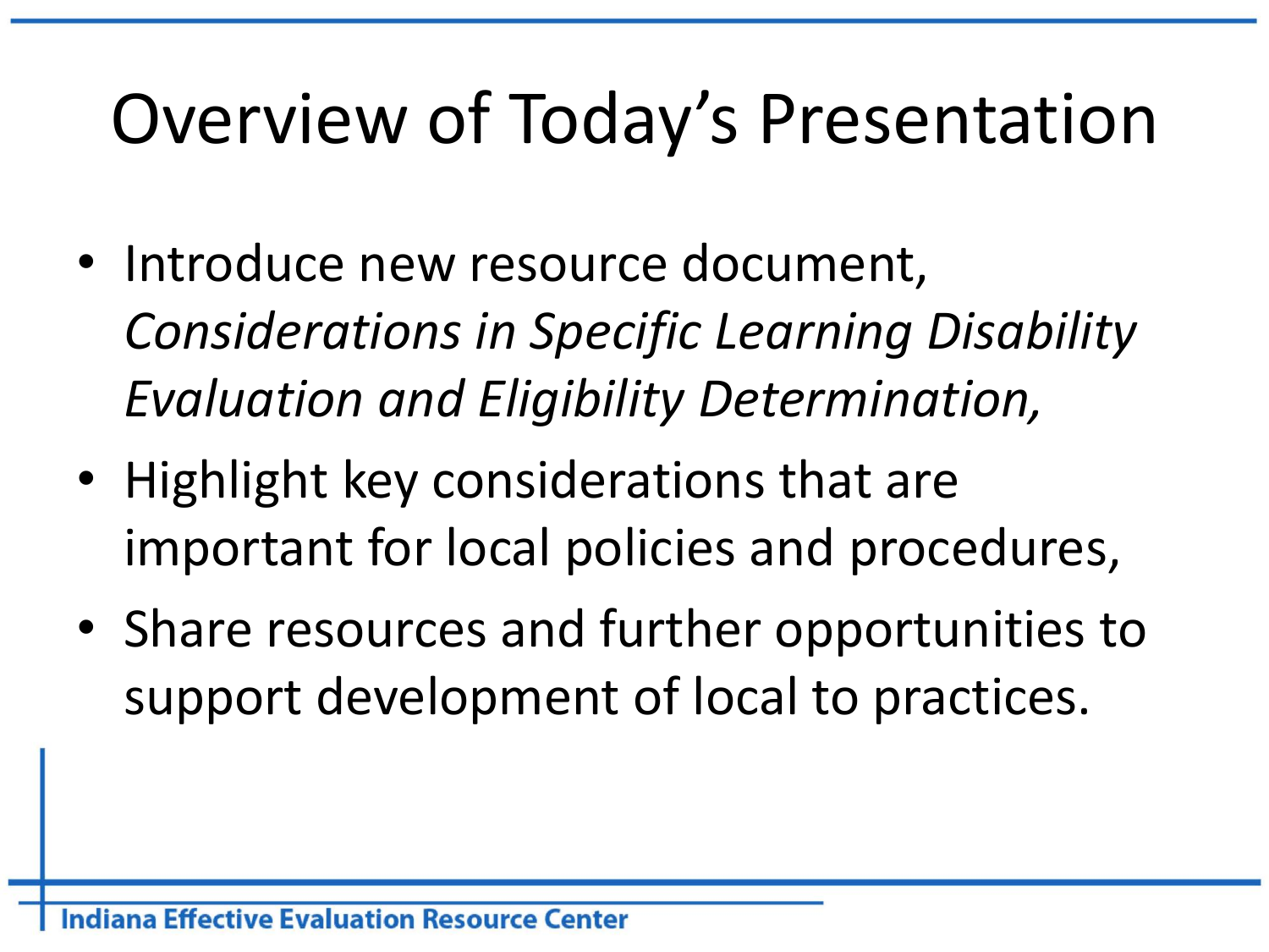# Overview of Today's Presentation

- Introduce new resource document, *Considerations in Specific Learning Disability Evaluation and Eligibility Determination,*
- Highlight key considerations that are important for local policies and procedures,
- Share resources and further opportunities to support development of local to practices.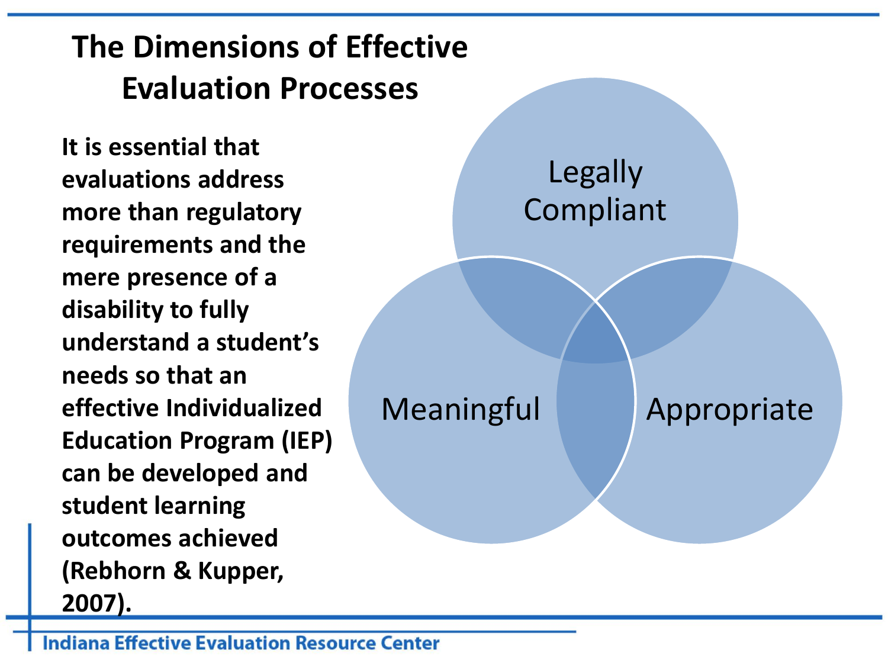# The Dimensions of Effective Evaluation Processes

**It is essential that evaluations address more than regulatory requirements and the mere presence of a disability to fully understand a student's needs so that an effective Individualized Education Program (IEP) can be developed and student learning outcomes achieved (Rebhorn & Kupper, 2007).**

Legally Compliant

Meaningful

Appropriate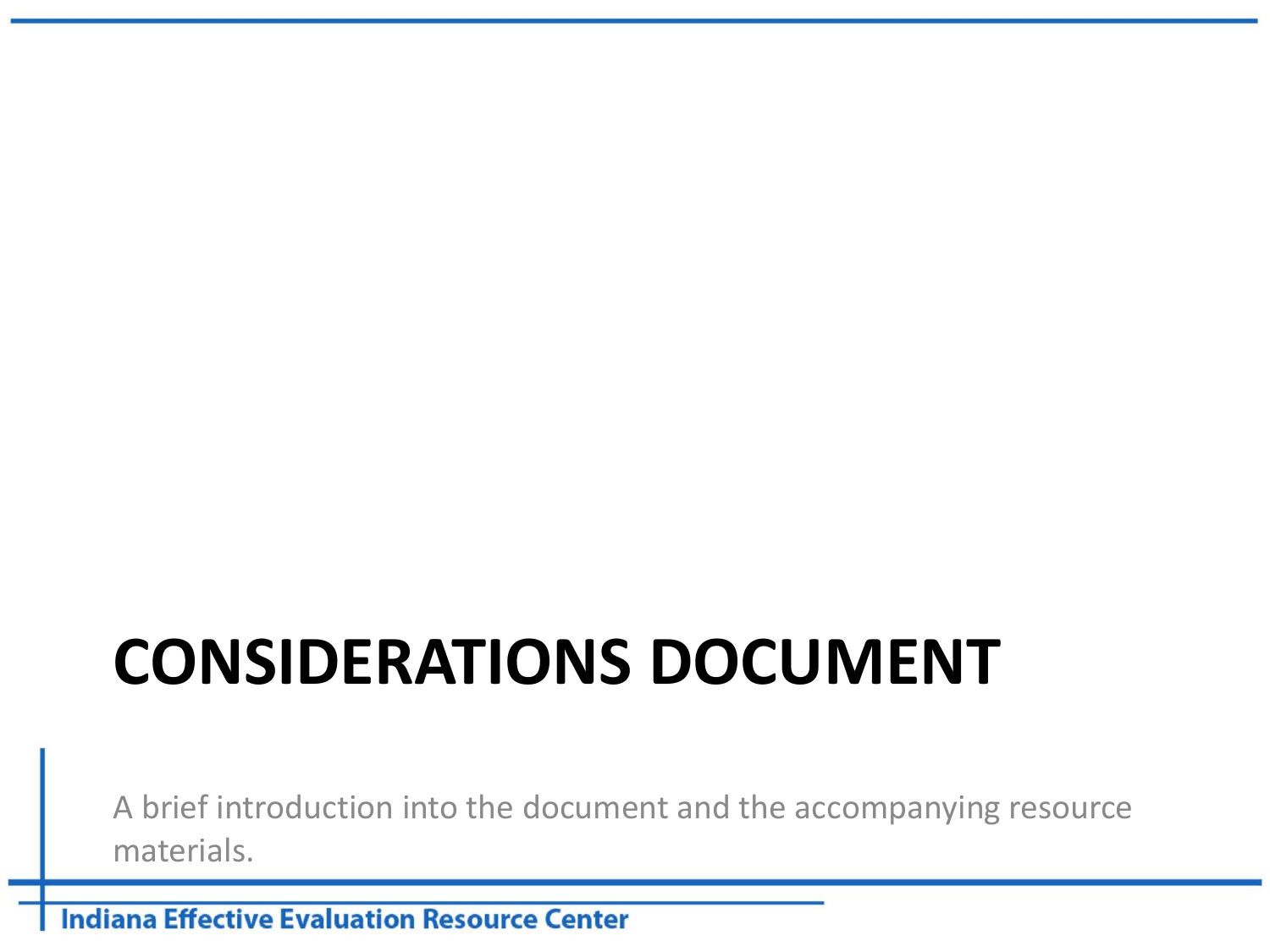# CONSIDERATIONS DOCUMENT

A brief introduction into the document and the accompanying resource materials.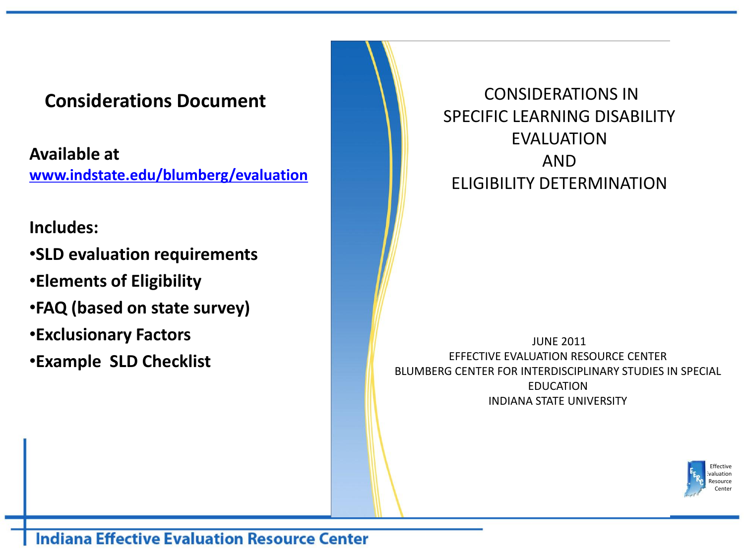## Considerations Document

**Available at**
**www.indstate.edu/blumberg/evaluation**

**Includes:**

- **SLD evaluation requirements**
- **Elements of Eligibility**
- **FAQ (based on state survey)**
- **Exclusionary Factors**
- **Example SLD Checklist**

CONSIDERATIONS IN
SPECIFIC LEARNING DISABILITY
EVALUATION
AND
ELIGIBILITY DETERMINATION

JUNE 2011
EFFECTIVE EVALUATION RESOURCE CENTER
BLUMBERG CENTER FOR INTERDISCIPLINARY STUDIES IN SPECIAL EDUCATION
INDIANA STATE UNIVERSITY

Effective Evaluation Resource Center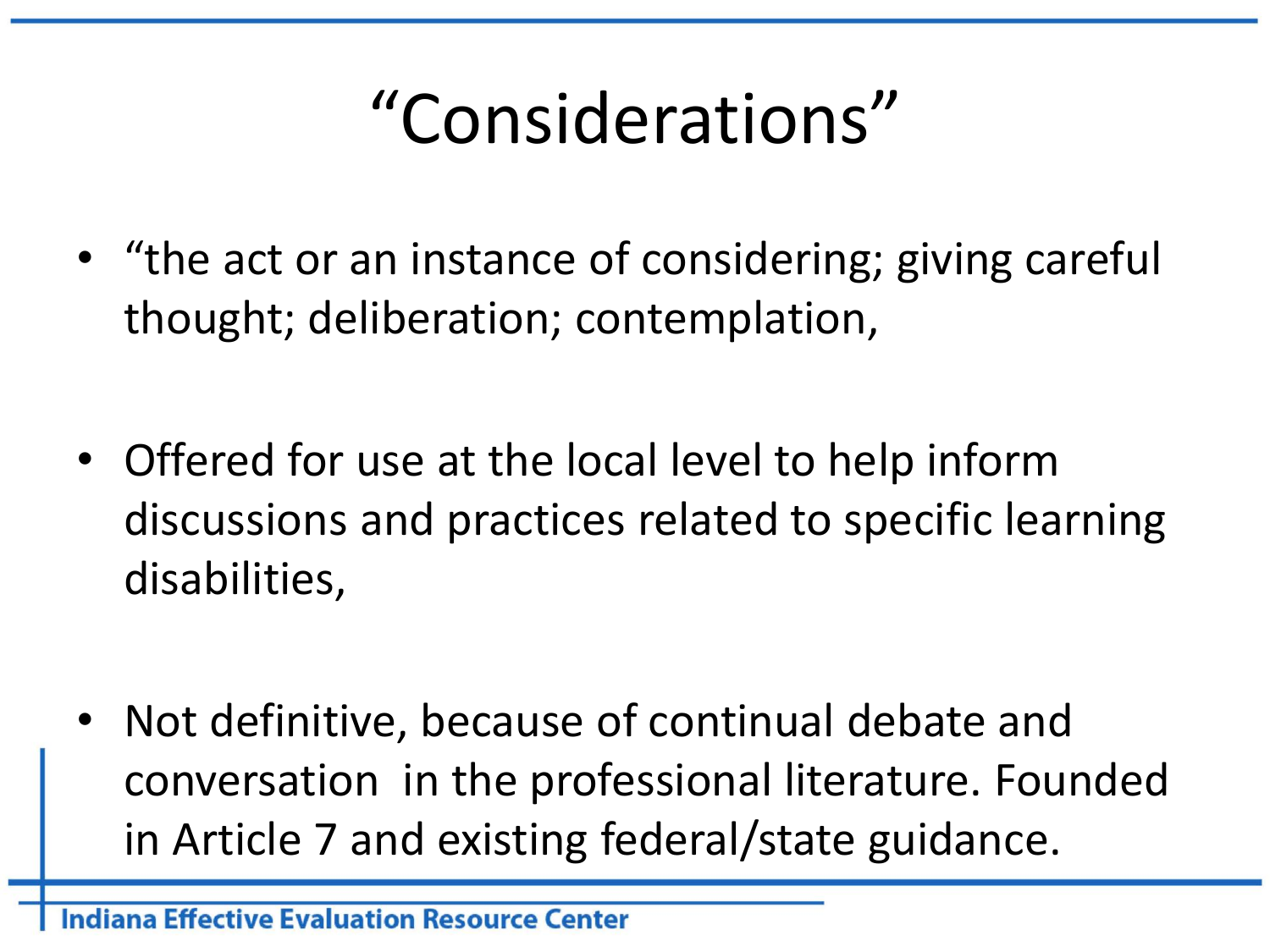# "Considerations"

- "the act or an instance of considering; giving careful thought; deliberation; contemplation,
- Offered for use at the local level to help inform discussions and practices related to specific learning disabilities,
- Not definitive, because of continual debate and conversation in the professional literature. Founded in Article 7 and existing federal/state guidance.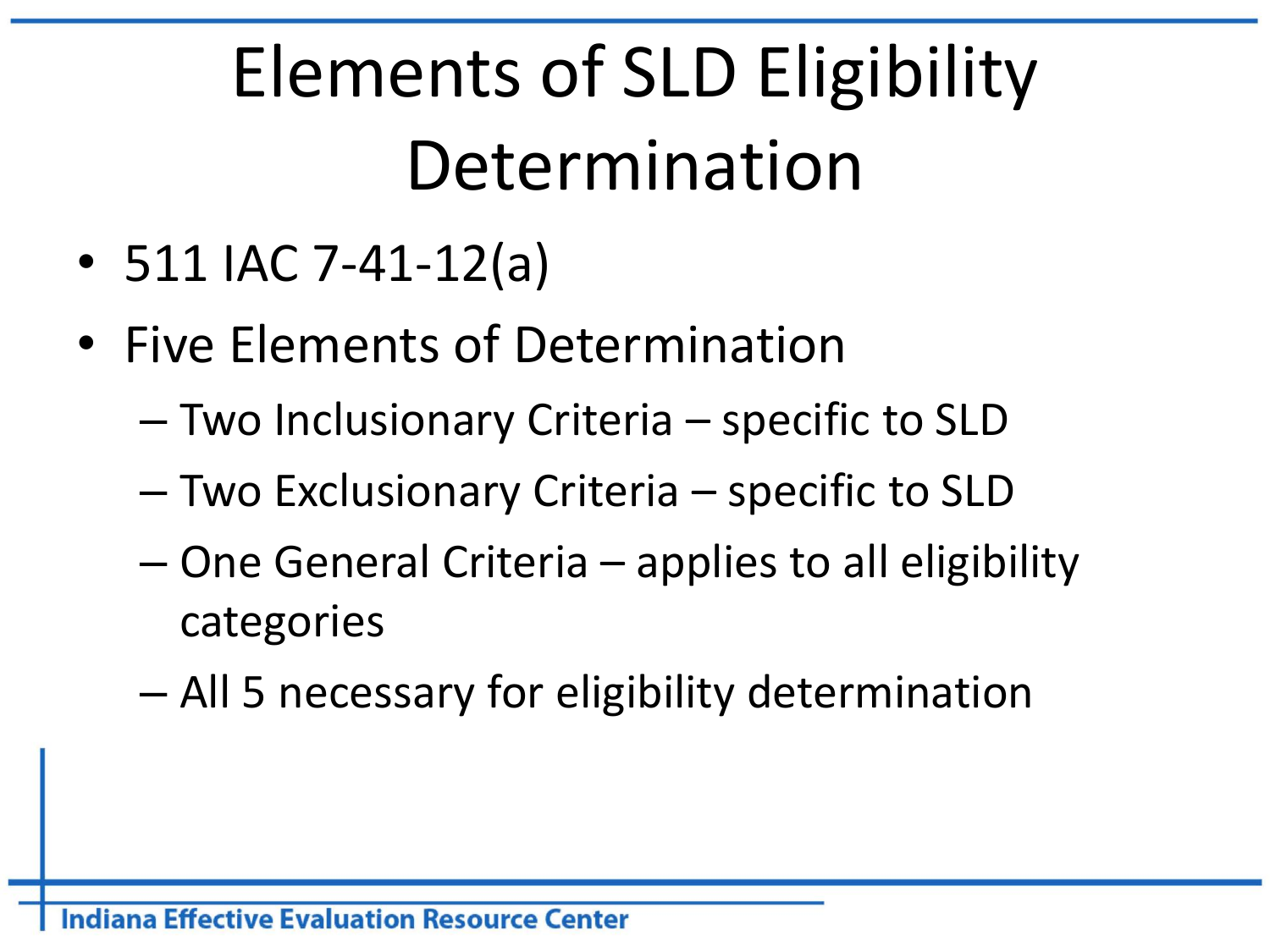# Elements of SLD Eligibility Determination

- 511 IAC 7-41-12(a)
- Five Elements of Determination
  - Two Inclusionary Criteria – specific to SLD
  - Two Exclusionary Criteria – specific to SLD
  - One General Criteria – applies to all eligibility categories
  - All 5 necessary for eligibility determination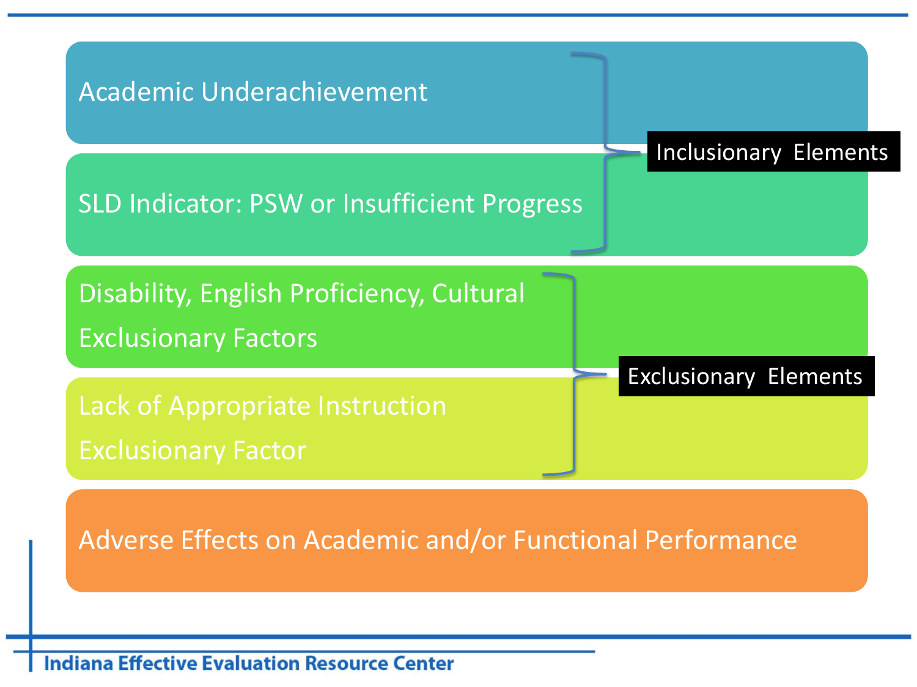- **Inclusionary Elements**
  - Academic Underachievement
  - SLD Indicator: PSW or Insufficient Progress
- **Exclusionary Elements**
  - Disability, English Proficiency, Cultural Exclusionary Factors
  - Lack of Appropriate Instruction Exclusionary Factor
- Adverse Effects on Academic and/or Functional Performance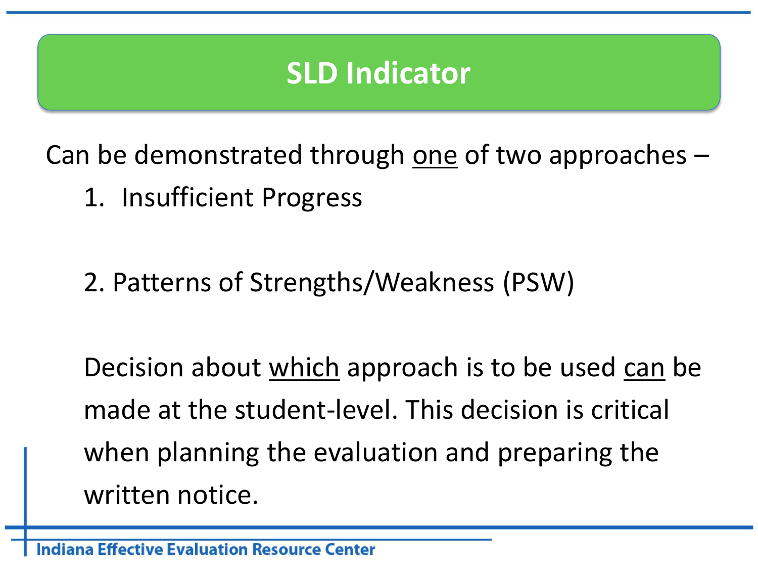# SLD Indicator

Can be demonstrated through <u>one</u> of two approaches –

1. Insufficient Progress

2. Patterns of Strengths/Weakness (PSW)

Decision about <u>which</u> approach is to be used <u>can</u> be made at the student-level. This decision is critical when planning the evaluation and preparing the written notice.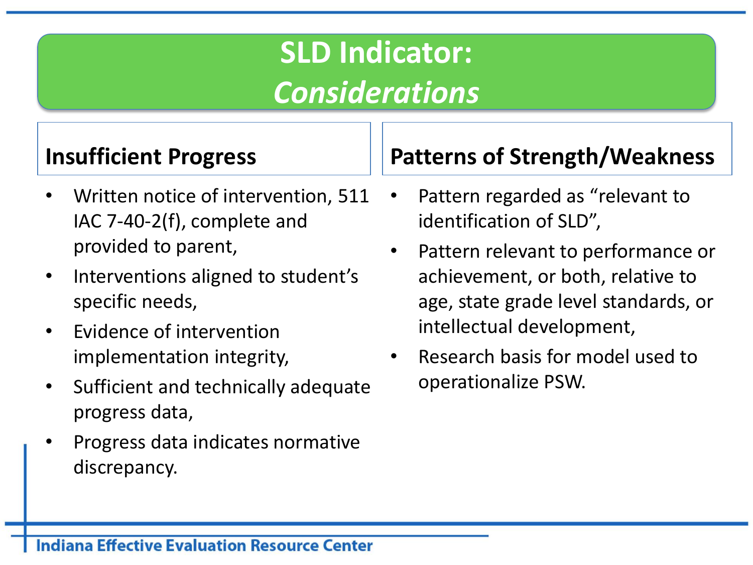# SLD Indicator: *Considerations*

## Insufficient Progress

- Written notice of intervention, 511 IAC 7-40-2(f), complete and provided to parent,
- Interventions aligned to student's specific needs,
- Evidence of intervention implementation integrity,
- Sufficient and technically adequate progress data,
- Progress data indicates normative discrepancy.

## Patterns of Strength/Weakness

- Pattern regarded as "relevant to identification of SLD",
- Pattern relevant to performance or achievement, or both, relative to age, state grade level standards, or intellectual development,
- Research basis for model used to operationalize PSW.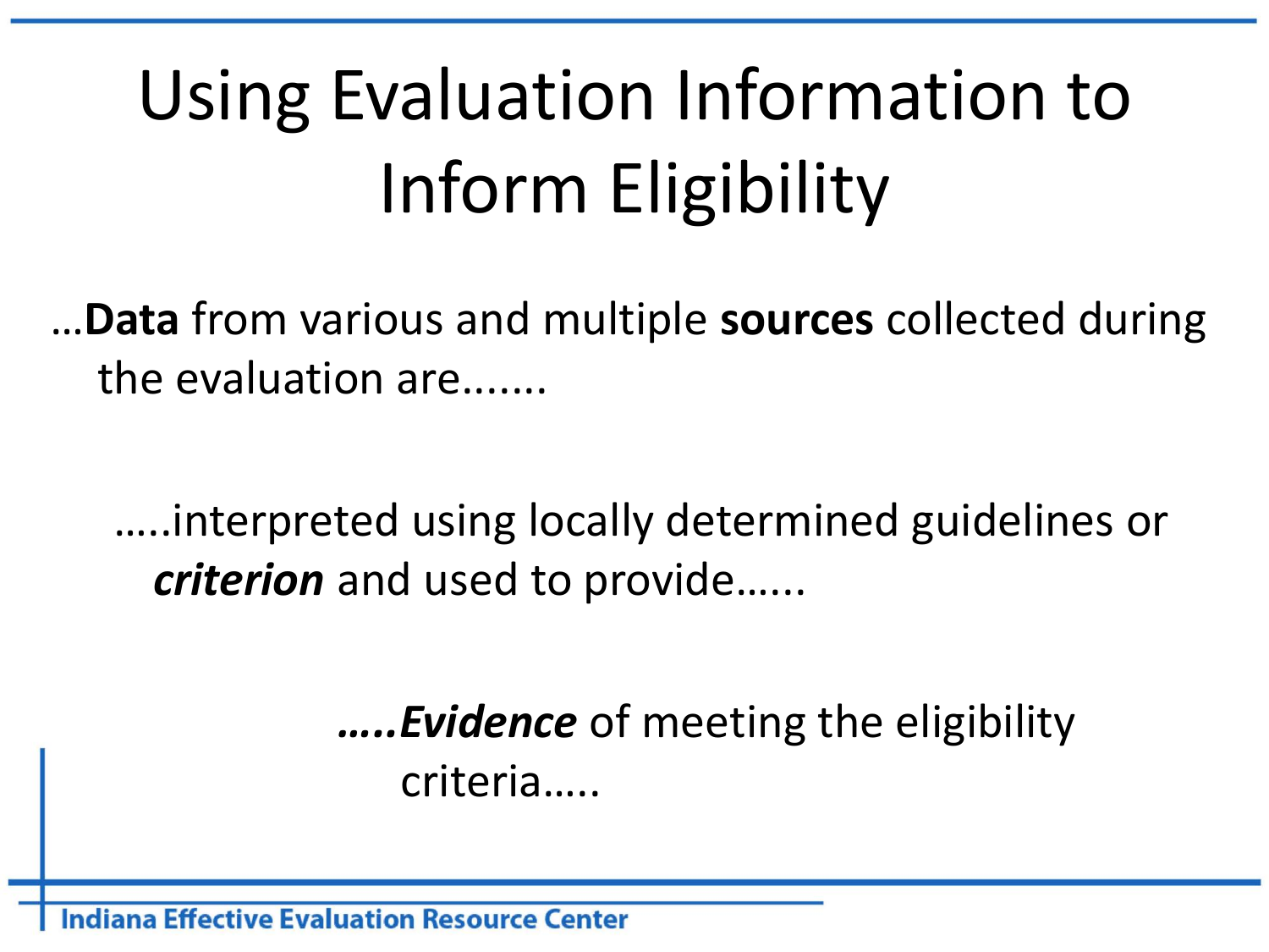# Using Evaluation Information to Inform Eligibility

…**Data** from various and multiple **sources** collected during the evaluation are…….

…..interpreted using locally determined guidelines or ***criterion*** and used to provide……

***…..Evidence*** of meeting the eligibility criteria…..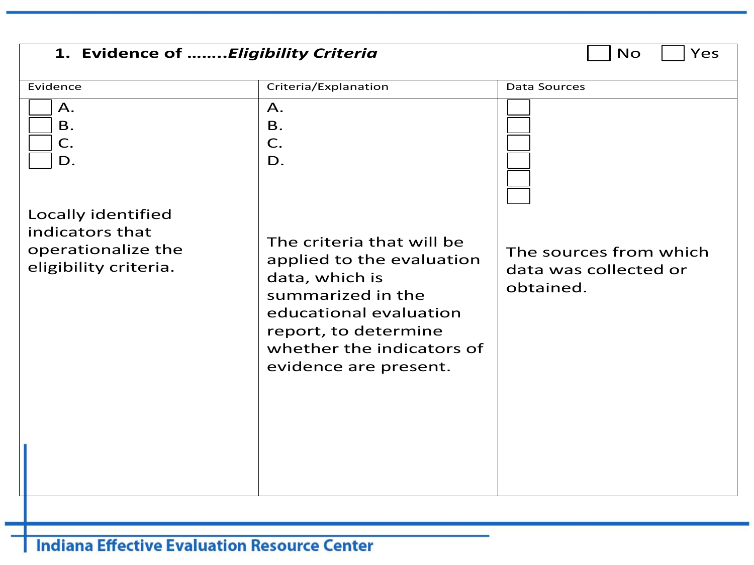**1. Evidence of ……..*Eligibility Criteria*** ☐ No ☐ Yes

| Evidence | Criteria/Explanation | Data Sources |
|---|---|---|
| ☐ A.<br>☐ B.<br>☐ C.<br>☐ D.<br><br>Locally identified indicators that operationalize the eligibility criteria. | A.<br>B.<br>C.<br>D.<br><br>The criteria that will be applied to the evaluation data, which is summarized in the educational evaluation report, to determine whether the indicators of evidence are present. | ☐<br>☐<br>☐<br>☐<br>☐<br>☐<br><br>The sources from which data was collected or obtained. |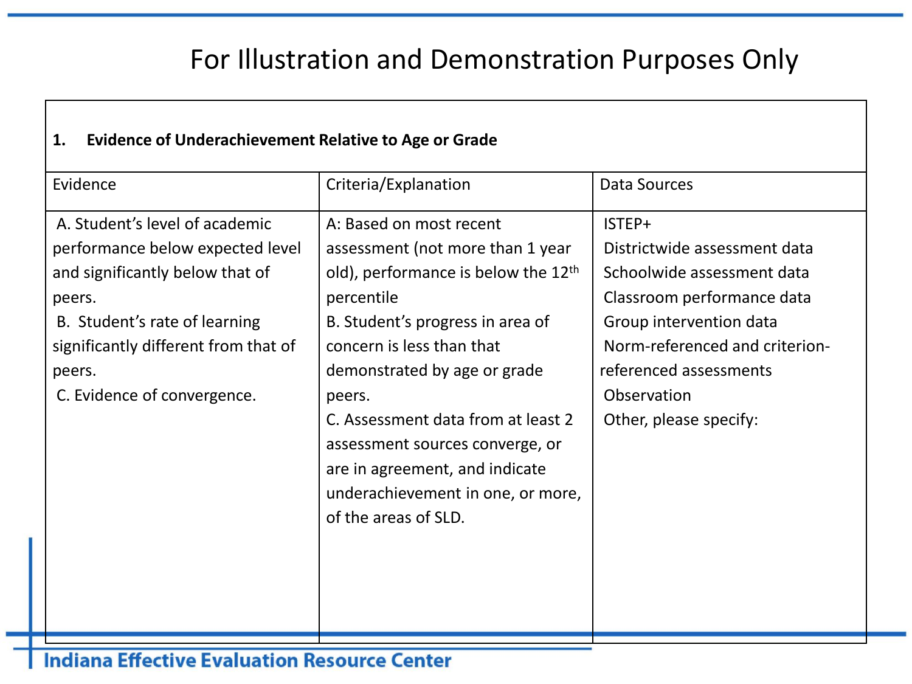For Illustration and Demonstration Purposes Only

| 1. **Evidence of Underachievement Relative to Age or Grade** | | |
|---|---|---|
| Evidence | Criteria/Explanation | Data Sources |
| A. Student's level of academic performance below expected level and significantly below that of peers.<br>B. Student's rate of learning significantly different from that of peers.<br>C. Evidence of convergence. | A: Based on most recent assessment (not more than 1 year old), performance is below the 12th percentile<br>B. Student's progress in area of concern is less than that demonstrated by age or grade peers.<br>C. Assessment data from at least 2 assessment sources converge, or are in agreement, and indicate underachievement in one, or more, of the areas of SLD. | ISTEP+<br>Districtwide assessment data<br>Schoolwide assessment data<br>Classroom performance data<br>Group intervention data<br>Norm-referenced and criterion-referenced assessments<br>Observation<br>Other, please specify: |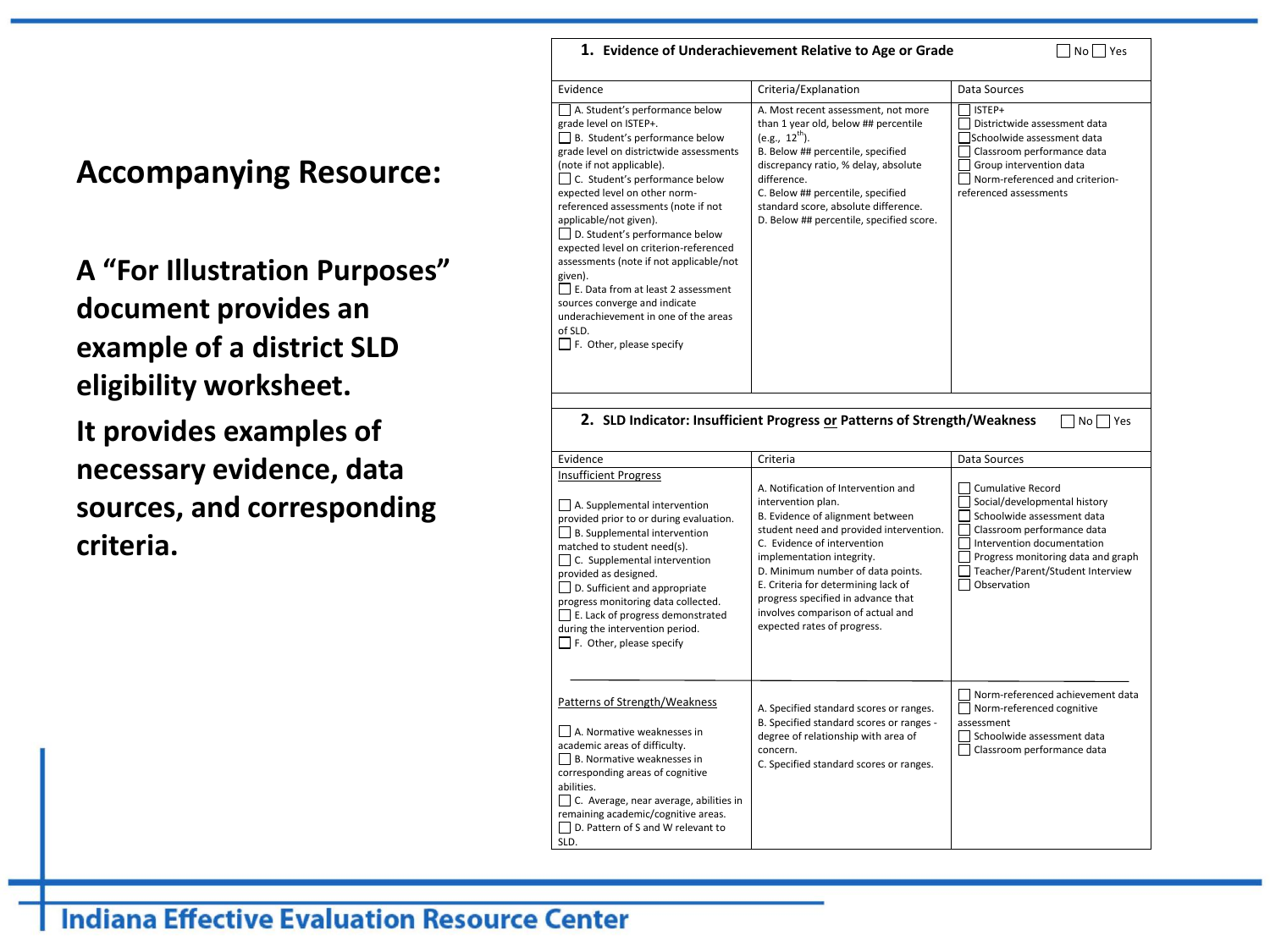## Accompanying Resource:

**A "For Illustration Purposes" document provides an example of a district SLD eligibility worksheet.**

**It provides examples of necessary evidence, data sources, and corresponding criteria.**

### 1. Evidence of Underachievement Relative to Age or Grade ☐ No ☐ Yes

| Evidence | Criteria/Explanation | Data Sources |
|---|---|---|
| ☐ A. Student's performance below grade level on ISTEP+.<br>☐ B. Student's performance below grade level on districtwide assessments (note if not applicable).<br>☐ C. Student's performance below expected level on other norm-referenced assessments (note if not applicable/not given).<br>☐ D. Student's performance below expected level on criterion-referenced assessments (note if not applicable/not given).<br>☐ E. Data from at least 2 assessment sources converge and indicate underachievement in one of the areas of SLD.<br>☐ F. Other, please specify | A. Most recent assessment, not more than 1 year old, below ## percentile (e.g., 12th).<br>B. Below ## percentile, specified discrepancy ratio, % delay, absolute difference.<br>C. Below ## percentile, specified standard score, absolute difference.<br>D. Below ## percentile, specified score. | ☐ ISTEP+<br>☐ Districtwide assessment data<br>☐ Schoolwide assessment data<br>☐ Classroom performance data<br>☐ Group intervention data<br>☐ Norm-referenced and criterion-referenced assessments |

### 2. SLD Indicator: Insufficient Progress or Patterns of Strength/Weakness ☐ No ☐ Yes

| Evidence | Criteria | Data Sources |
|---|---|---|
| Insufficient Progress<br>☐ A. Supplemental intervention provided prior to or during evaluation.<br>☐ B. Supplemental intervention matched to student need(s).<br>☐ C. Supplemental intervention provided as designed.<br>☐ D. Sufficient and appropriate progress monitoring data collected.<br>☐ E. Lack of progress demonstrated during the intervention period.<br>☐ F. Other, please specify | A. Notification of Intervention and intervention plan.<br>B. Evidence of alignment between student need and provided intervention.<br>C. Evidence of intervention implementation integrity.<br>D. Minimum number of data points.<br>E. Criteria for determining lack of progress specified in advance that involves comparison of actual and expected rates of progress. | ☐ Cumulative Record<br>☐ Social/developmental history<br>☐ Schoolwide assessment data<br>☐ Classroom performance data<br>☐ Intervention documentation<br>☐ Progress monitoring data and graph<br>☐ Teacher/Parent/Student Interview<br>☐ Observation |
| Patterns of Strength/Weakness<br>☐ A. Normative weaknesses in academic areas of difficulty.<br>☐ B. Normative weaknesses in corresponding areas of cognitive abilities.<br>☐ C. Average, near average, abilities in remaining academic/cognitive areas.<br>☐ D. Pattern of S and W relevant to SLD. | A. Specified standard scores or ranges.<br>B. Specified standard scores or ranges - degree of relationship with area of concern.<br>C. Specified standard scores or ranges. | ☐ Norm-referenced achievement data<br>☐ Norm-referenced cognitive assessment<br>☐ Schoolwide assessment data<br>☐ Classroom performance data |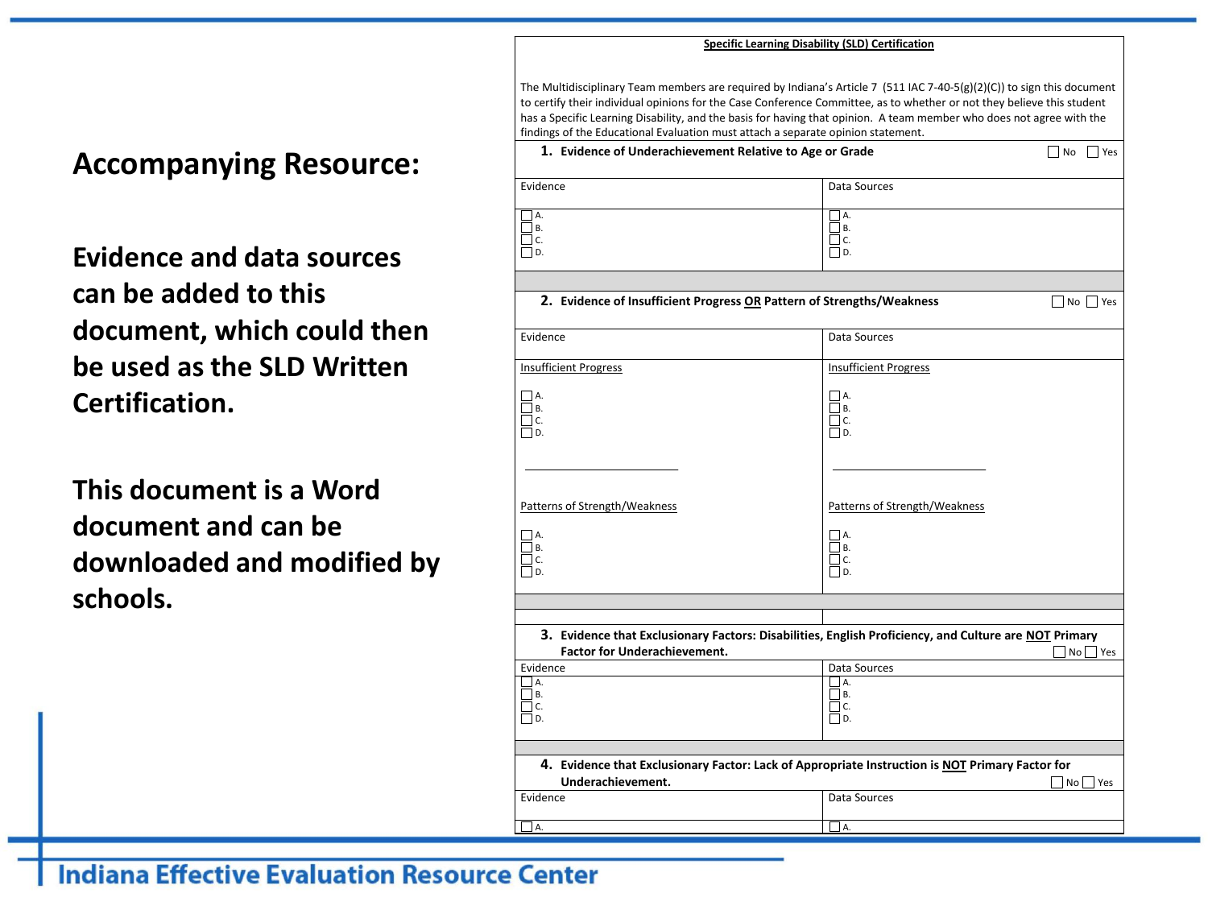## Accompanying Resource:

**Evidence and data sources can be added to this document, which could then be used as the SLD Written Certification.**

**This document is a Word document and can be downloaded and modified by schools.**

**Specific Learning Disability (SLD) Certification**

The Multidisciplinary Team members are required by Indiana's Article 7 (511 IAC 7-40-5(g)(2)(C)) to sign this document to certify their individual opinions for the Case Conference Committee, as to whether or not they believe this student has a Specific Learning Disability, and the basis for having that opinion. A team member who does not agree with the findings of the Educational Evaluation must attach a separate opinion statement.

**1. Evidence of Underachievement Relative to Age or Grade** ☐ No ☐ Yes

| Evidence | Data Sources |
|---|---|
| ☐ A.<br>☐ B.<br>☐ C.<br>☐ D. | ☐ A.<br>☐ B.<br>☐ C.<br>☐ D. |

**2. Evidence of Insufficient Progress OR Pattern of Strengths/Weakness** ☐ No ☐ Yes

| Evidence | Data Sources |
|---|---|
| Insufficient Progress<br>☐ A.<br>☐ B.<br>☐ C.<br>☐ D. | Insufficient Progress<br>☐ A.<br>☐ B.<br>☐ C.<br>☐ D. |
| Patterns of Strength/Weakness<br>☐ A.<br>☐ B.<br>☐ C.<br>☐ D. | Patterns of Strength/Weakness<br>☐ A.<br>☐ B.<br>☐ C.<br>☐ D. |

**3. Evidence that Exclusionary Factors: Disabilities, English Proficiency, and Culture are NOT Primary Factor for Underachievement.** ☐ No ☐ Yes

| Evidence | Data Sources |
|---|---|
| ☐ A.<br>☐ B.<br>☐ C.<br>☐ D. | ☐ A.<br>☐ B.<br>☐ C.<br>☐ D. |

**4. Evidence that Exclusionary Factor: Lack of Appropriate Instruction is NOT Primary Factor for Underachievement.** ☐ No ☐ Yes

| Evidence | Data Sources |
|---|---|
| ☐ A. | ☐ A. |

Indiana Effective Evaluation Resource Center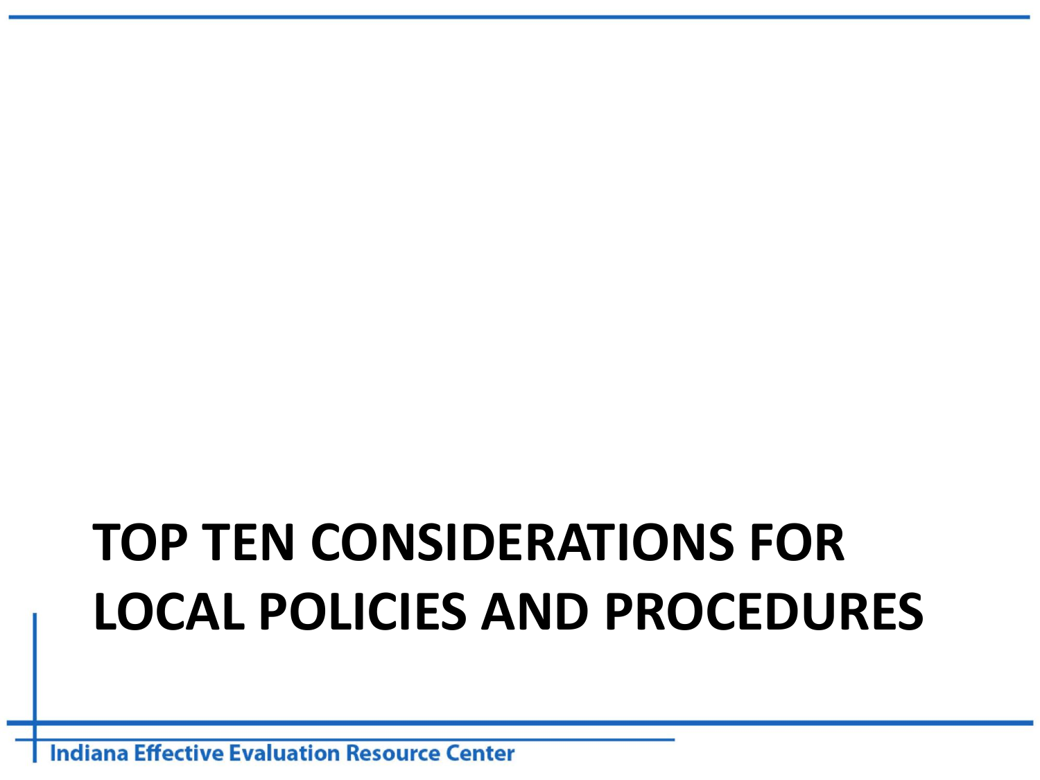# TOP TEN CONSIDERATIONS FOR LOCAL POLICIES AND PROCEDURES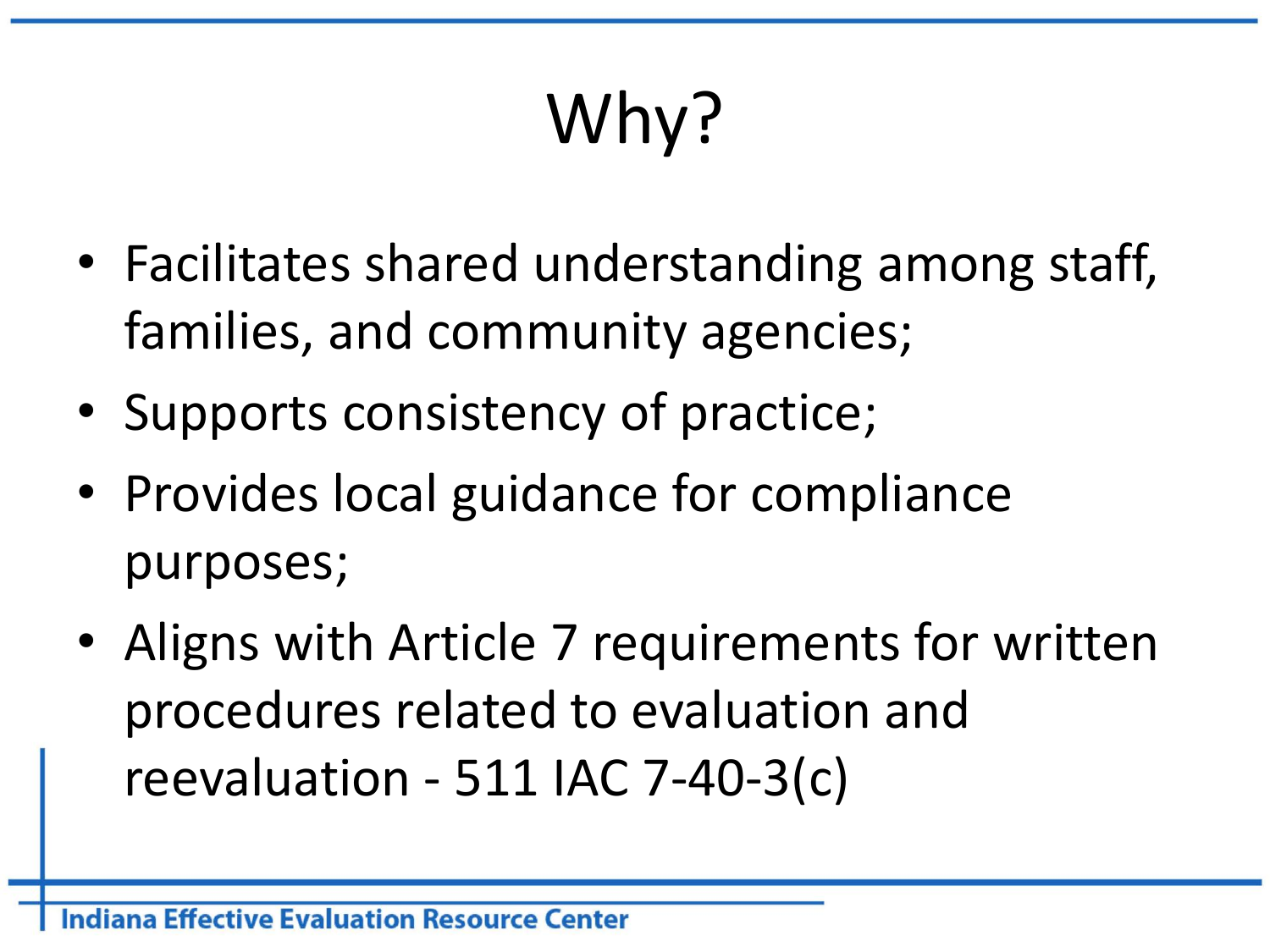# Why?

- Facilitates shared understanding among staff, families, and community agencies;
- Supports consistency of practice;
- Provides local guidance for compliance purposes;
- Aligns with Article 7 requirements for written procedures related to evaluation and reevaluation - 511 IAC 7-40-3(c)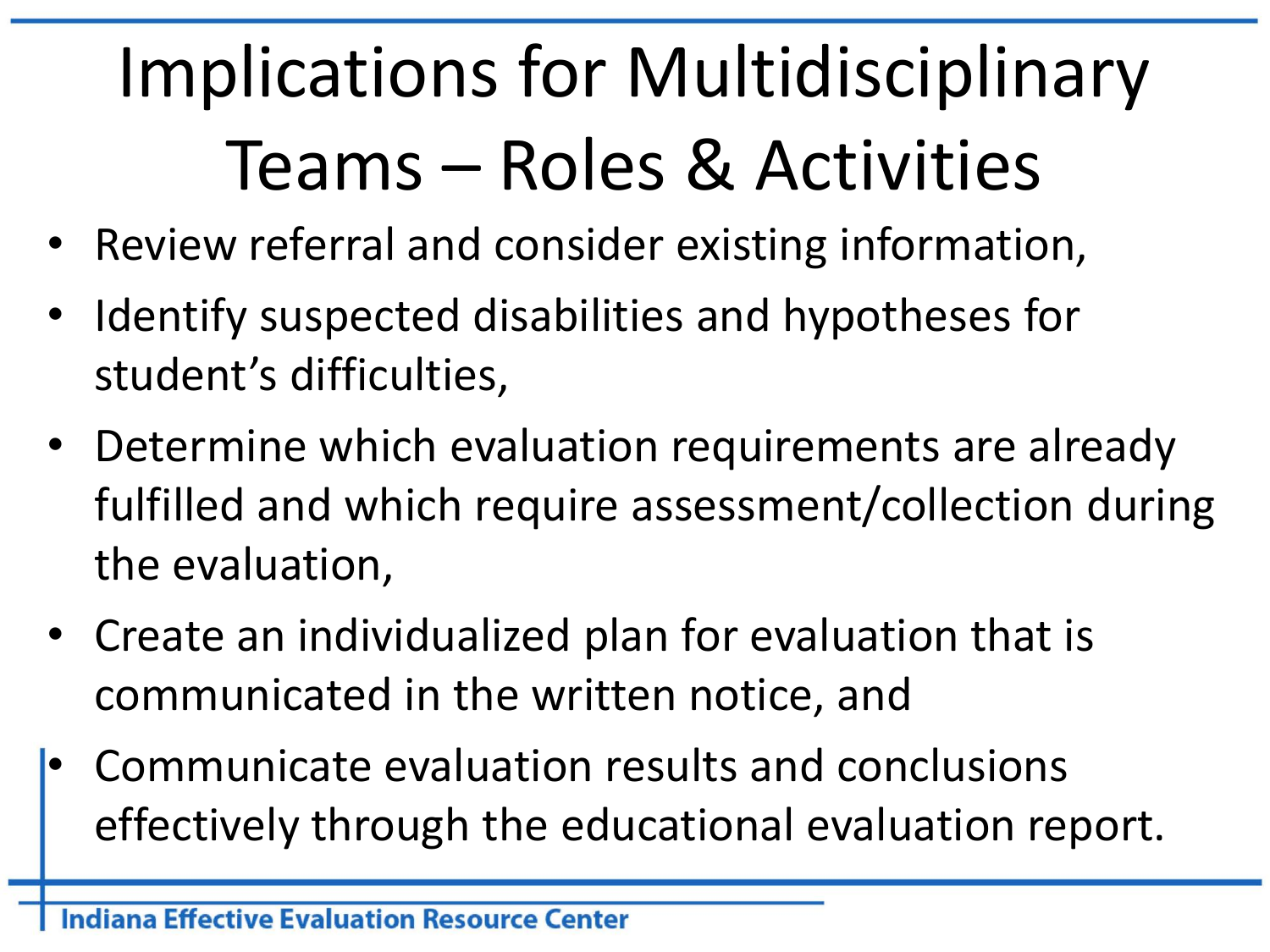# Implications for Multidisciplinary Teams – Roles & Activities

- Review referral and consider existing information,
- Identify suspected disabilities and hypotheses for student's difficulties,
- Determine which evaluation requirements are already fulfilled and which require assessment/collection during the evaluation,
- Create an individualized plan for evaluation that is communicated in the written notice, and
- Communicate evaluation results and conclusions effectively through the educational evaluation report.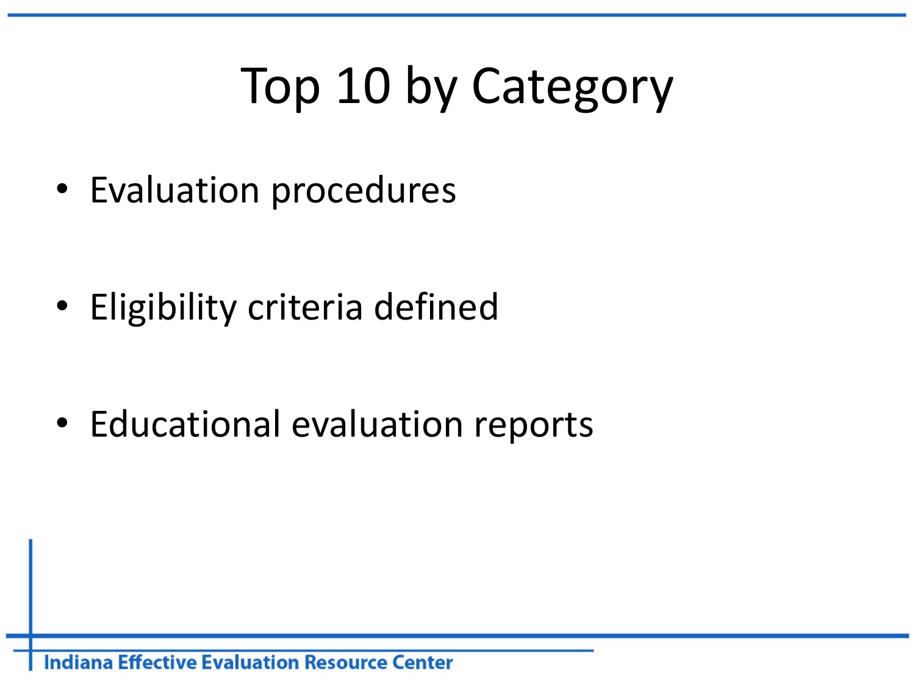# Top 10 by Category

- Evaluation procedures
- Eligibility criteria defined
- Educational evaluation reports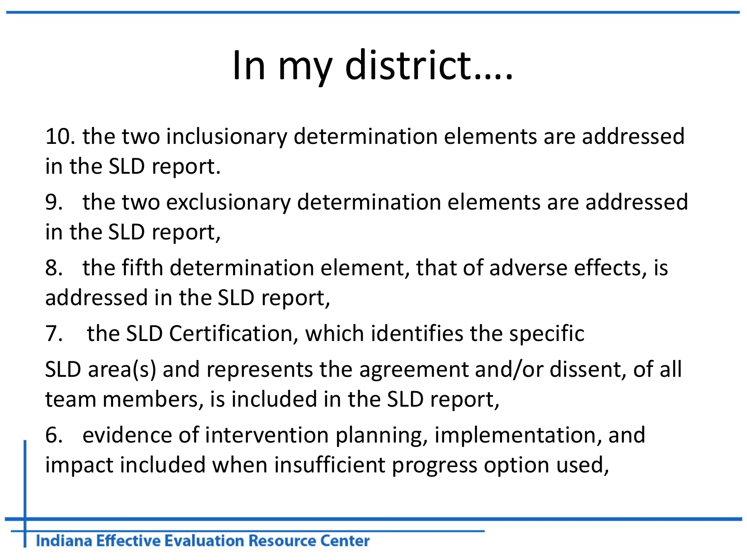# In my district….

10. the two inclusionary determination elements are addressed in the SLD report.

9. the two exclusionary determination elements are addressed in the SLD report,

8. the fifth determination element, that of adverse effects, is addressed in the SLD report,

7. the SLD Certification, which identifies the specific SLD area(s) and represents the agreement and/or dissent, of all team members, is included in the SLD report,

6. evidence of intervention planning, implementation, and impact included when insufficient progress option used,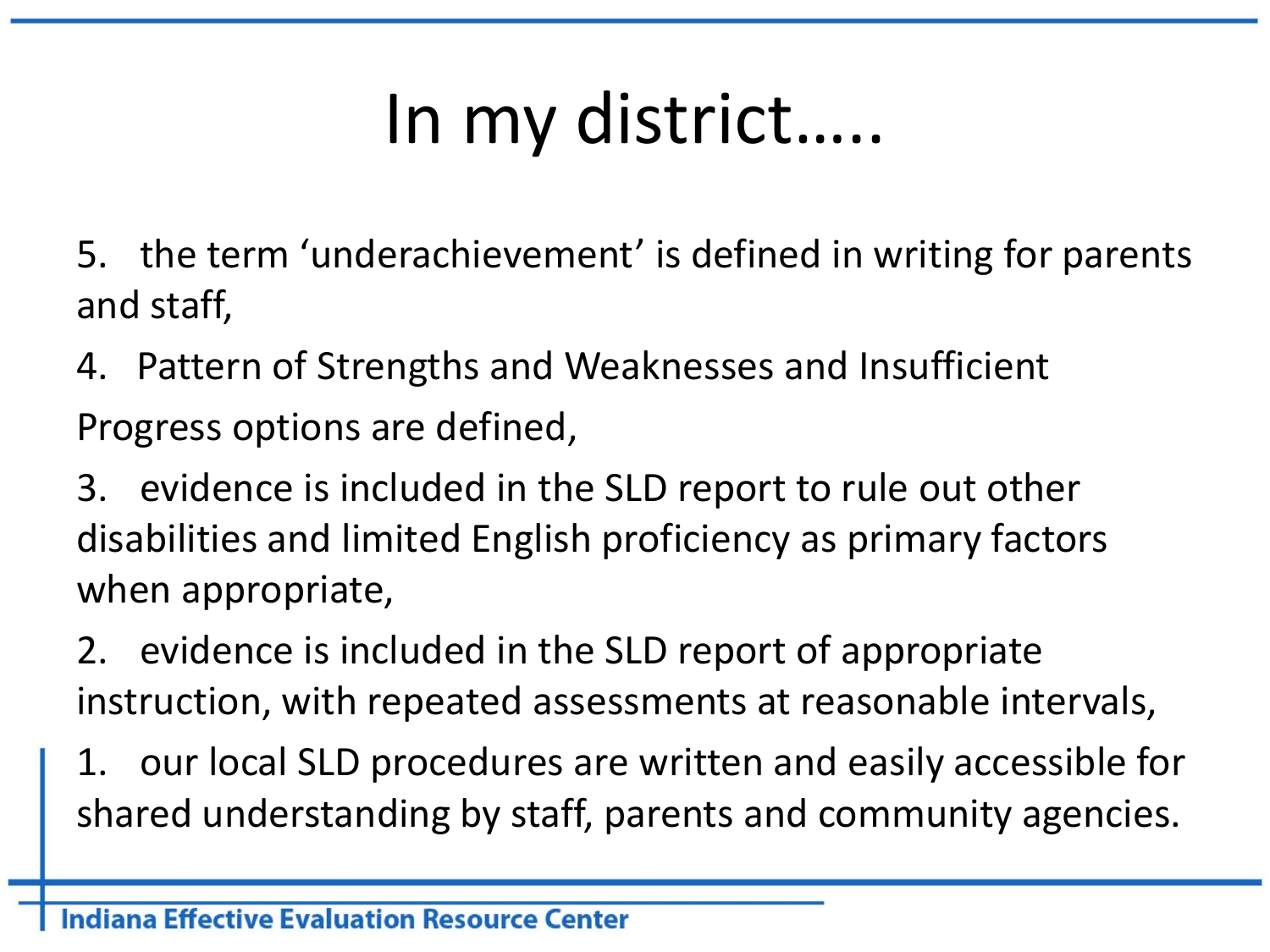# In my district…..

5. the term ‘underachievement’ is defined in writing for parents and staff,

4. Pattern of Strengths and Weaknesses and Insufficient Progress options are defined,

3. evidence is included in the SLD report to rule out other disabilities and limited English proficiency as primary factors when appropriate,

2. evidence is included in the SLD report of appropriate instruction, with repeated assessments at reasonable intervals,

1. our local SLD procedures are written and easily accessible for shared understanding by staff, parents and community agencies.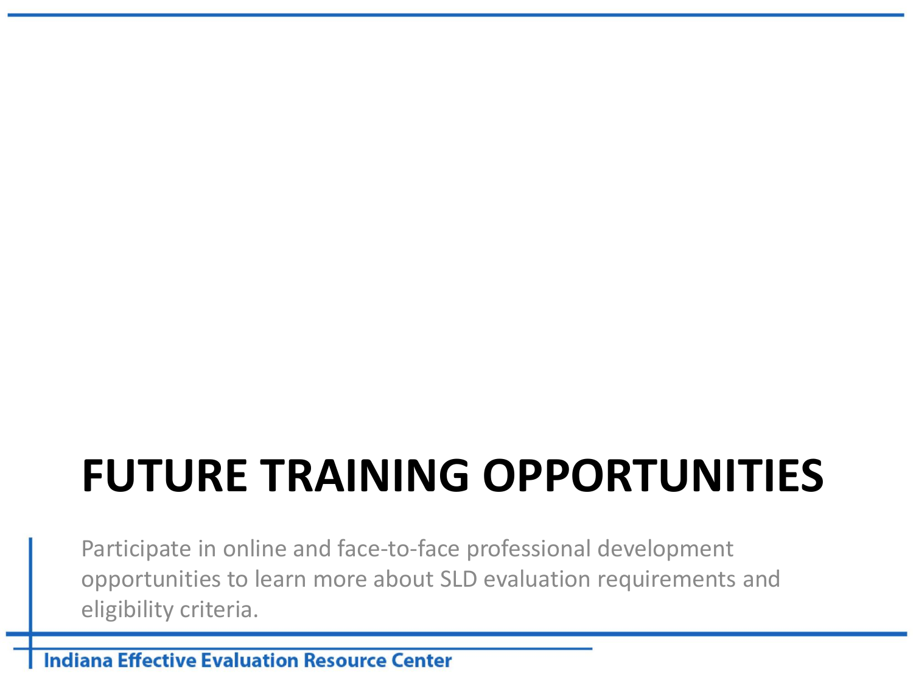# FUTURE TRAINING OPPORTUNITIES

Participate in online and face-to-face professional development opportunities to learn more about SLD evaluation requirements and eligibility criteria.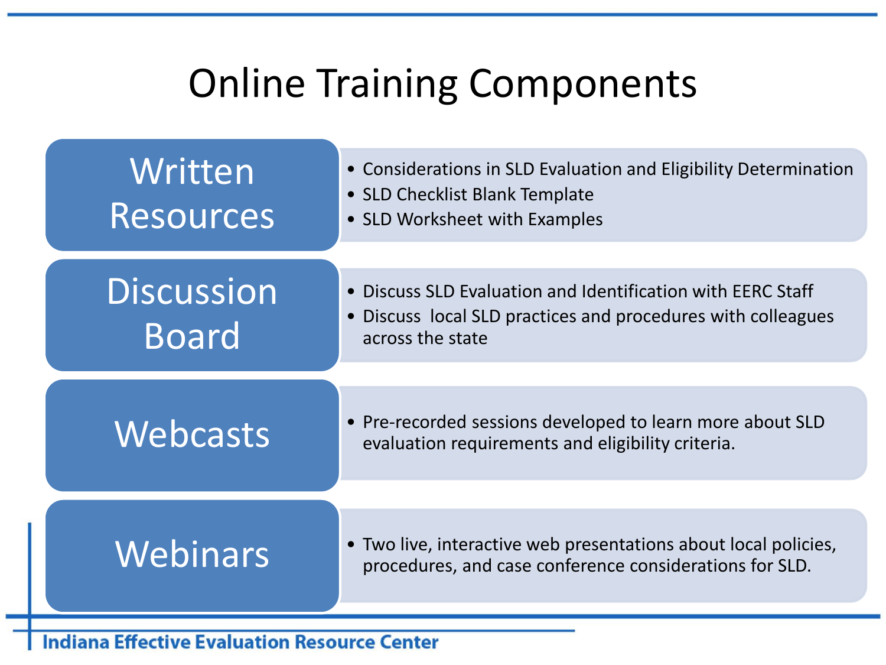# Online Training Components

## Written Resources

- Considerations in SLD Evaluation and Eligibility Determination
- SLD Checklist Blank Template
- SLD Worksheet with Examples

## Discussion Board

- Discuss SLD Evaluation and Identification with EERC Staff
- Discuss local SLD practices and procedures with colleagues across the state

## Webcasts

- Pre-recorded sessions developed to learn more about SLD evaluation requirements and eligibility criteria.

## Webinars

- Two live, interactive web presentations about local policies, procedures, and case conference considerations for SLD.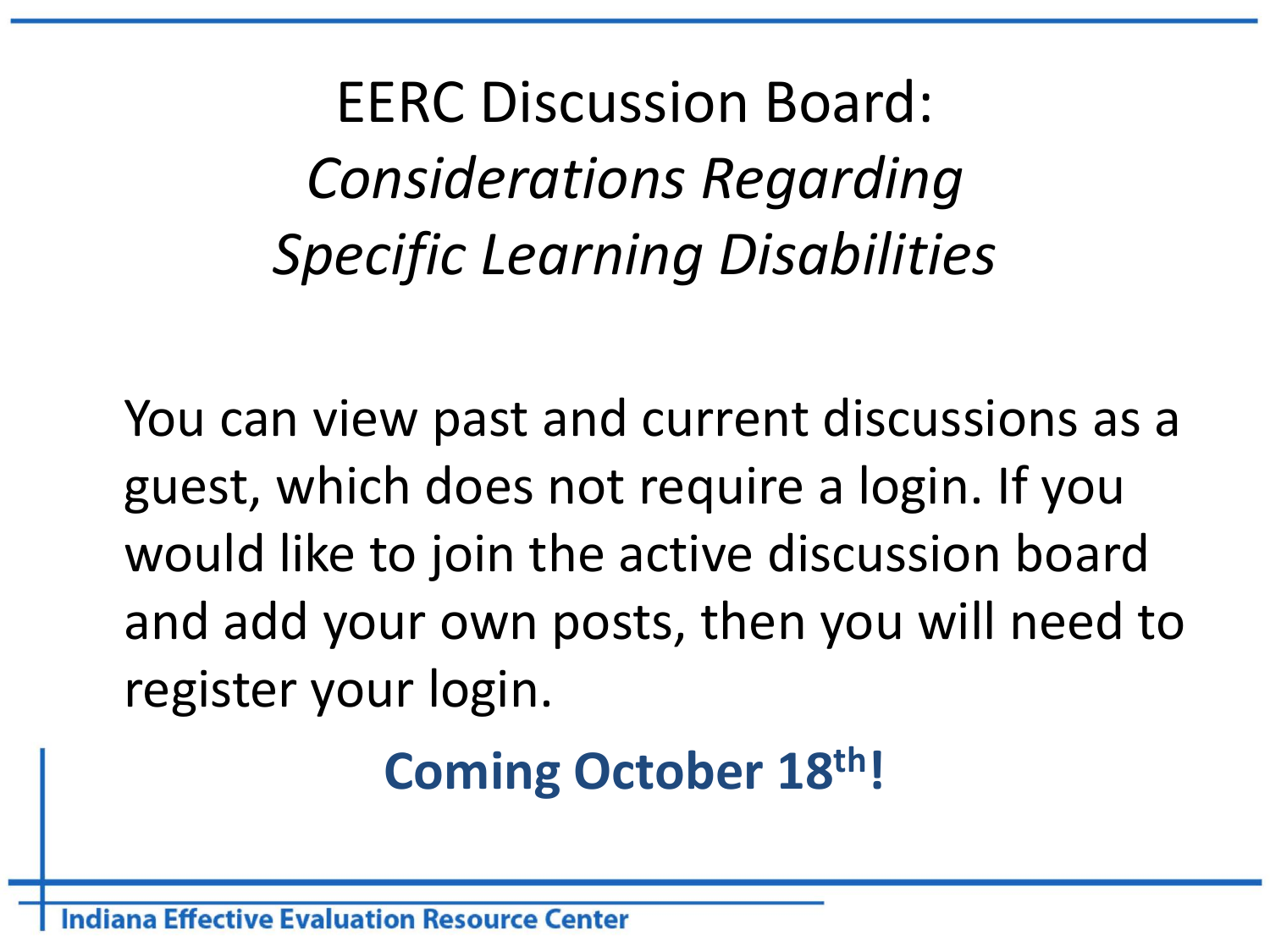# EERC Discussion Board: *Considerations Regarding Specific Learning Disabilities*

You can view past and current discussions as a guest, which does not require a login. If you would like to join the active discussion board and add your own posts, then you will need to register your login.

**Coming October 18th!**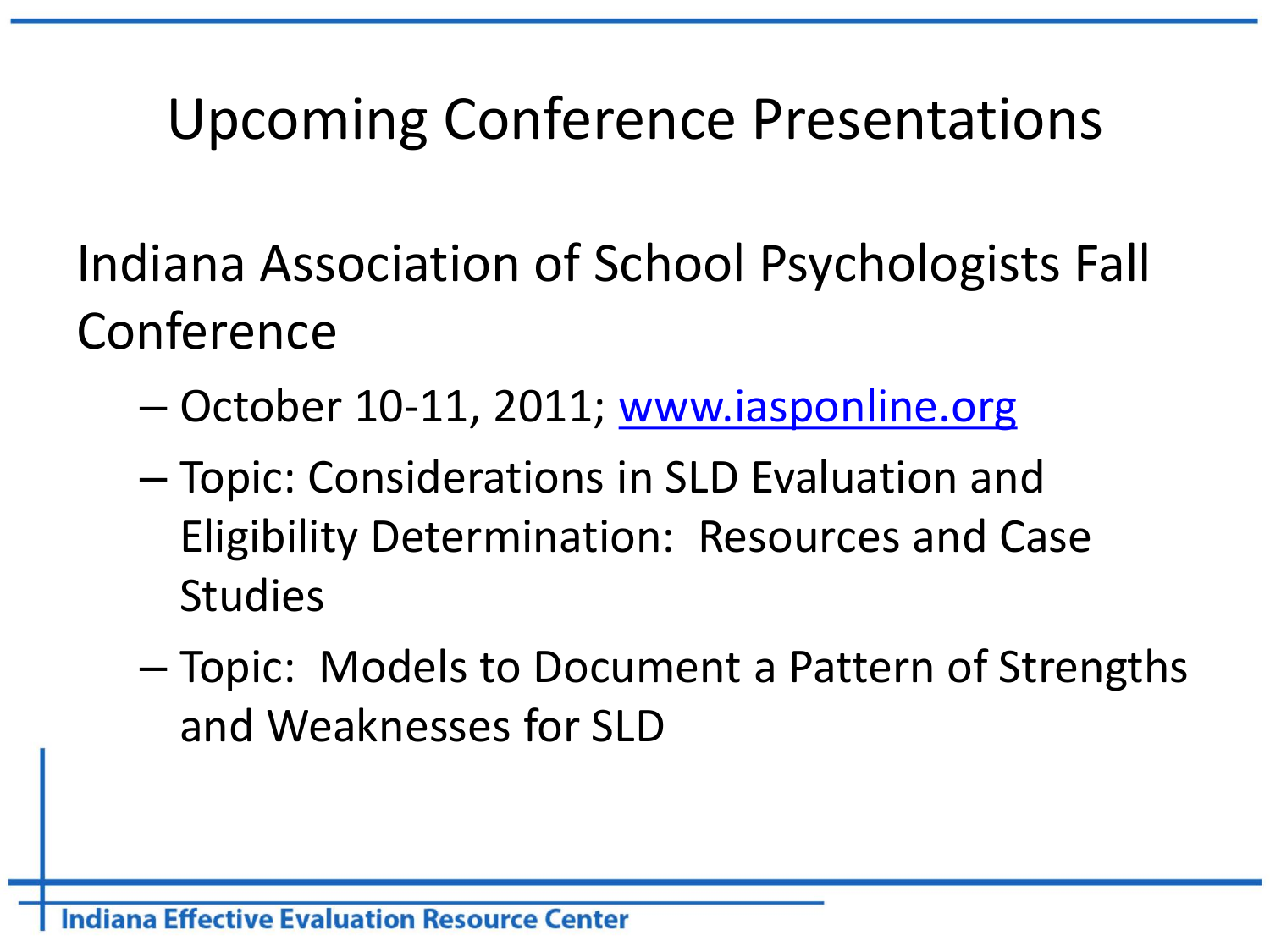# Upcoming Conference Presentations

Indiana Association of School Psychologists Fall Conference

- October 10-11, 2011; www.iasponline.org
- Topic: Considerations in SLD Evaluation and Eligibility Determination: Resources and Case Studies
- Topic: Models to Document a Pattern of Strengths and Weaknesses for SLD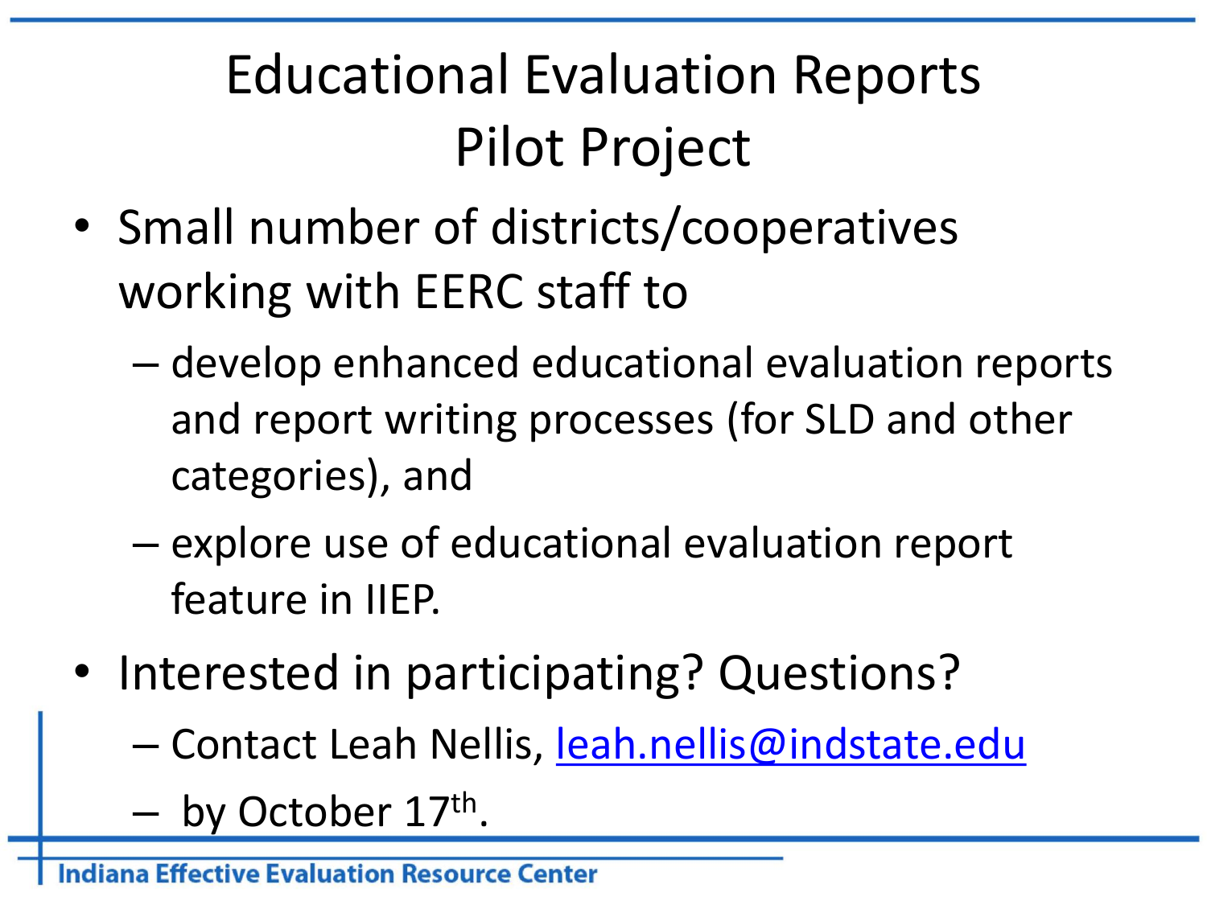# Educational Evaluation Reports Pilot Project

- Small number of districts/cooperatives working with EERC staff to
  - develop enhanced educational evaluation reports and report writing processes (for SLD and other categories), and
  - explore use of educational evaluation report feature in IIEP.
- Interested in participating? Questions?
  - Contact Leah Nellis, leah.nellis@indstate.edu
  - by October 17th.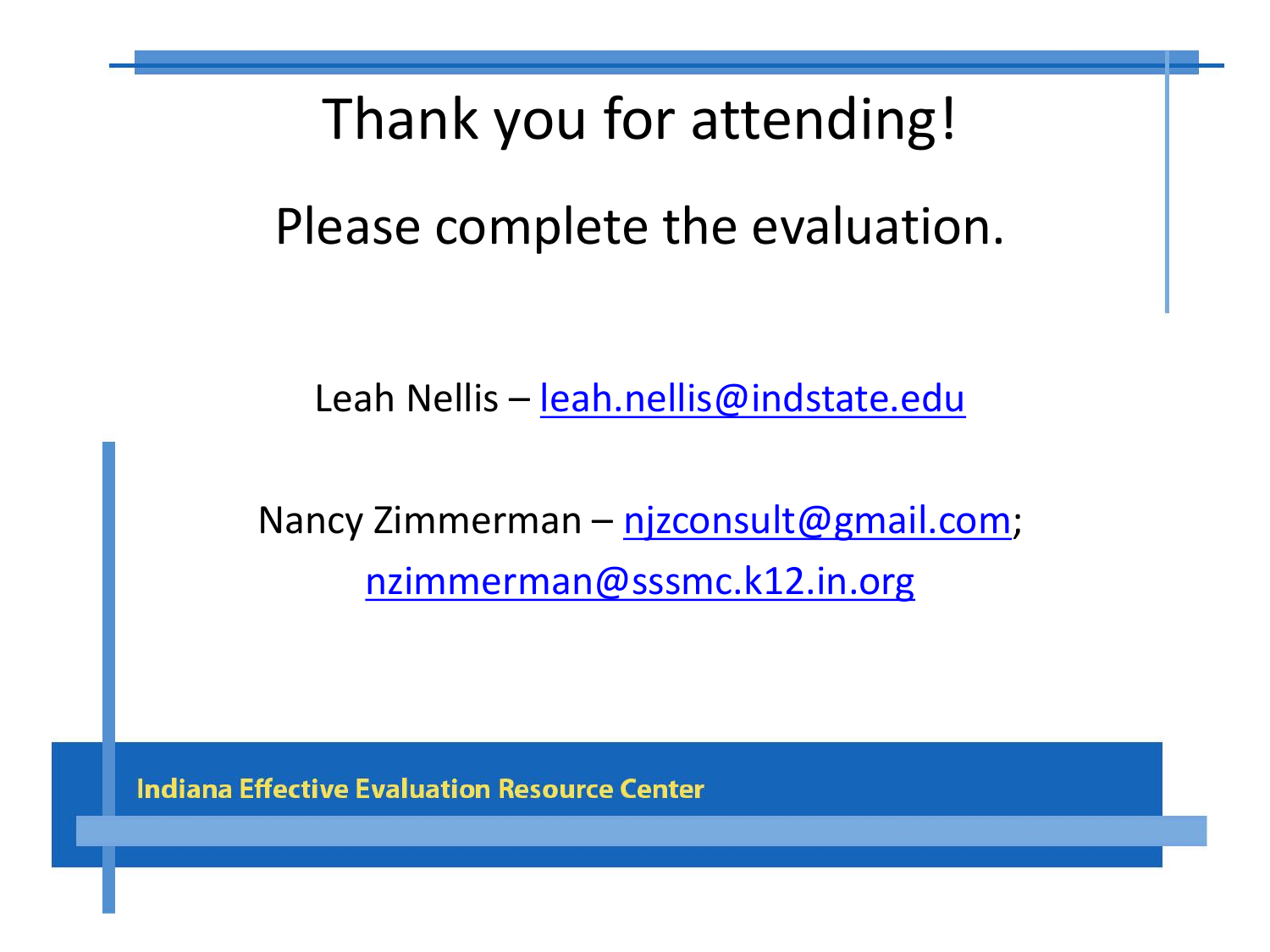# Thank you for attending!

## Please complete the evaluation.

Leah Nellis – leah.nellis@indstate.edu

Nancy Zimmerman – njzconsult@gmail.com; nzimmerman@sssmc.k12.in.org

Indiana Effective Evaluation Resource Center